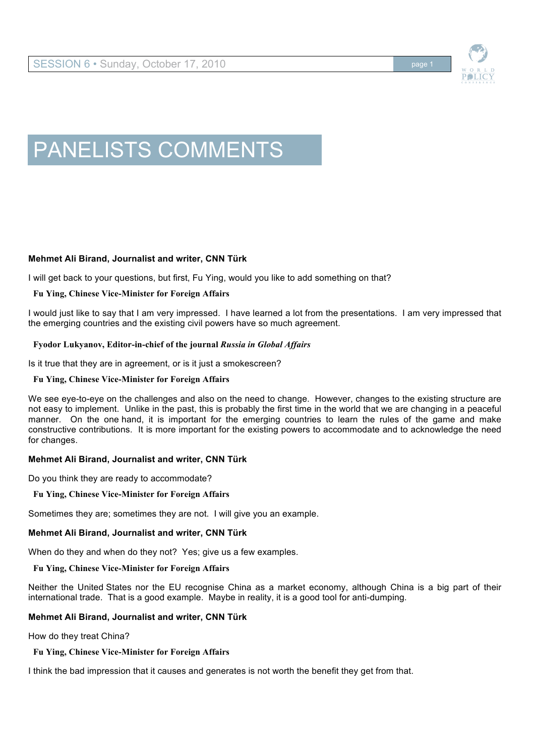# PANELISTS COMMENTS

**Mehmet Ali Birand, Journalist and writer, CNN Türk**

I will get back to your questions, but first, Fu Ying, would you like to add something on that?

**Fu Ying, Chinese Vice-Minister for Foreign Affairs**

I would just like to say that I am very impressed. I have learned a lot from the presentations. I am very impressed that the emerging countries and the existing civil powers have so much agreement.

**Fyodor Lukyanov, Editor-in-chief of the journal *Russia in Global Affairs***

Is it true that they are in agreement, or is it just a smokescreen?

**Fu Ying, Chinese Vice-Minister for Foreign Affairs**

We see eye-to-eye on the challenges and also on the need to change. However, changes to the existing structure are not easy to implement. Unlike in the past, this is probably the first time in the world that we are changing in a peaceful manner. On the one hand, it is important for the emerging countries to learn the rules of the game and make constructive contributions. It is more important for the existing powers to accommodate and to acknowledge the need for changes.

**Mehmet Ali Birand, Journalist and writer, CNN Türk**

Do you think they are ready to accommodate?

**Fu Ying, Chinese Vice-Minister for Foreign Affairs**

Sometimes they are; sometimes they are not. I will give you an example.

**Mehmet Ali Birand, Journalist and writer, CNN Türk**

When do they and when do they not? Yes; give us a few examples.

**Fu Ying, Chinese Vice-Minister for Foreign Affairs**

Neither the United States nor the EU recognise China as a market economy, although China is a big part of their international trade. That is a good example. Maybe in reality, it is a good tool for anti-dumping.

**Mehmet Ali Birand, Journalist and writer, CNN Türk**

How do they treat China?

**Fu Ying, Chinese Vice-Minister for Foreign Affairs**

I think the bad impression that it causes and generates is not worth the benefit they get from that.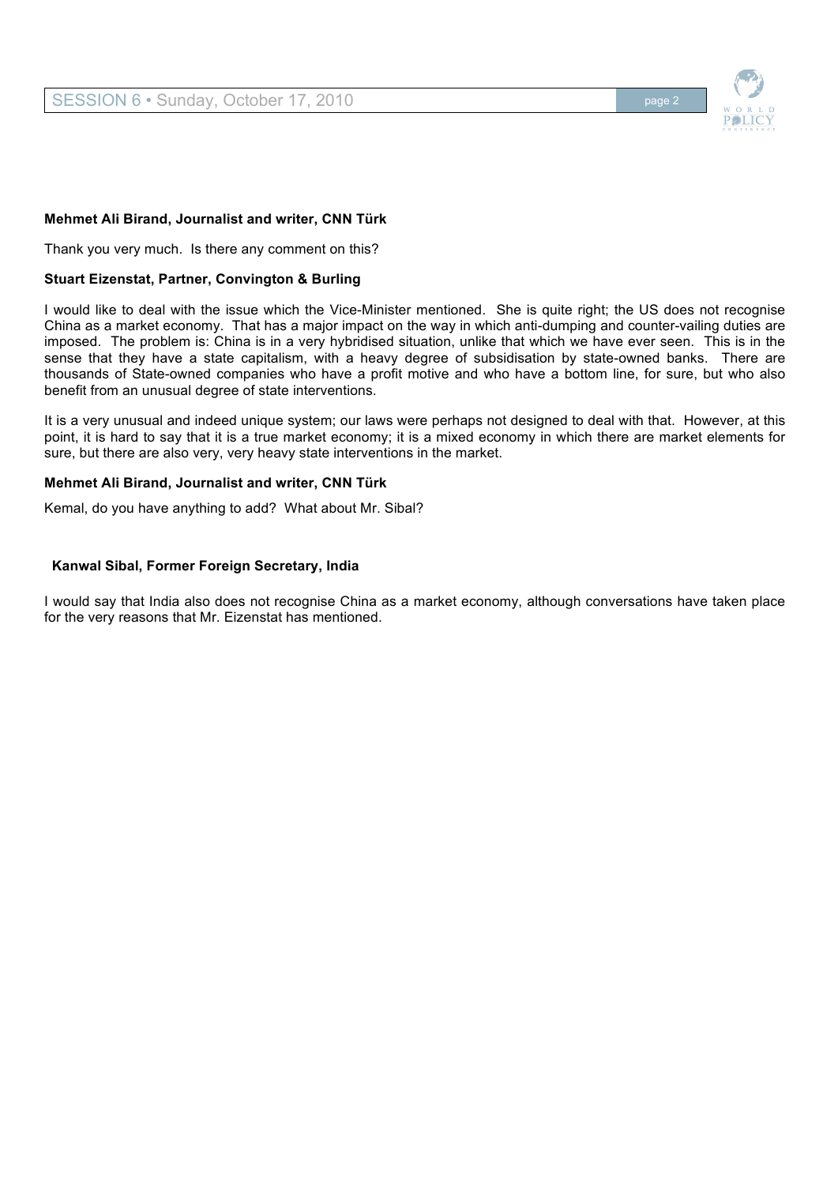**Mehmet Ali Birand, Journalist and writer, CNN Türk**

Thank you very much. Is there any comment on this?

**Stuart Eizenstat, Partner, Convington & Burling**

I would like to deal with the issue which the Vice-Minister mentioned. She is quite right; the US does not recognise China as a market economy. That has a major impact on the way in which anti-dumping and counter-vailing duties are imposed. The problem is: China is in a very hybridised situation, unlike that which we have ever seen. This is in the sense that they have a state capitalism, with a heavy degree of subsidisation by state-owned banks. There are thousands of State-owned companies who have a profit motive and who have a bottom line, for sure, but who also benefit from an unusual degree of state interventions.

It is a very unusual and indeed unique system; our laws were perhaps not designed to deal with that. However, at this point, it is hard to say that it is a true market economy; it is a mixed economy in which there are market elements for sure, but there are also very, very heavy state interventions in the market.

**Mehmet Ali Birand, Journalist and writer, CNN Türk**

Kemal, do you have anything to add? What about Mr. Sibal?

**Kanwal Sibal, Former Foreign Secretary, India**

I would say that India also does not recognise China as a market economy, although conversations have taken place for the very reasons that Mr. Eizenstat has mentioned.